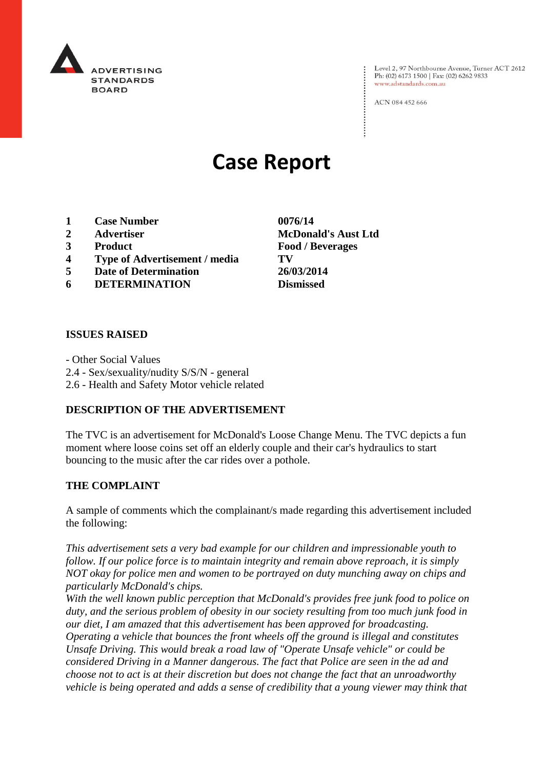ADVERTISING STANDARDS BOARD

Level 2, 97 Northbourne Avenue, Turner ACT 2612
Ph: (02) 6173 1500 | Fax: (02) 6262 9833
www.adstandards.com.au

ACN 084 452 666

# Case Report

| | | |
|---|---|---|
| **1** | **Case Number** | **0076/14** |
| **2** | **Advertiser** | **McDonald's Aust Ltd** |
| **3** | **Product** | **Food / Beverages** |
| **4** | **Type of Advertisement / media** | **TV** |
| **5** | **Date of Determination** | **26/03/2014** |
| **6** | **DETERMINATION** | **Dismissed** |

**ISSUES RAISED**

- Other Social Values
2.4 - Sex/sexuality/nudity S/S/N - general
2.6 - Health and Safety Motor vehicle related

**DESCRIPTION OF THE ADVERTISEMENT**

The TVC is an advertisement for McDonald's Loose Change Menu. The TVC depicts a fun moment where loose coins set off an elderly couple and their car's hydraulics to start bouncing to the music after the car rides over a pothole.

**THE COMPLAINT**

A sample of comments which the complainant/s made regarding this advertisement included the following:

*This advertisement sets a very bad example for our children and impressionable youth to follow. If our police force is to maintain integrity and remain above reproach, it is simply NOT okay for police men and women to be portrayed on duty munching away on chips and particularly McDonald's chips.*
*With the well known public perception that McDonald's provides free junk food to police on duty, and the serious problem of obesity in our society resulting from too much junk food in our diet, I am amazed that this advertisement has been approved for broadcasting.*
*Operating a vehicle that bounces the front wheels off the ground is illegal and constitutes Unsafe Driving. This would break a road law of "Operate Unsafe vehicle" or could be considered Driving in a Manner dangerous. The fact that Police are seen in the ad and choose not to act is at their discretion but does not change the fact that an unroadworthy vehicle is being operated and adds a sense of credibility that a young viewer may think that*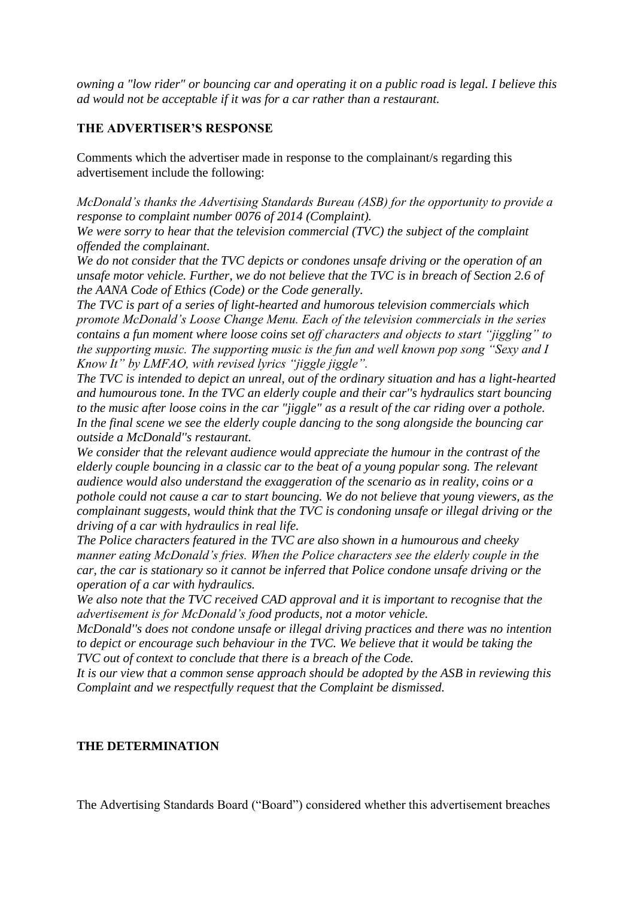*owning a "low rider" or bouncing car and operating it on a public road is legal. I believe this ad would not be acceptable if it was for a car rather than a restaurant.*

## THE ADVERTISER'S RESPONSE

Comments which the advertiser made in response to the complainant/s regarding this advertisement include the following:

*McDonald's thanks the Advertising Standards Bureau (ASB) for the opportunity to provide a response to complaint number 0076 of 2014 (Complaint).*
*We were sorry to hear that the television commercial (TVC) the subject of the complaint offended the complainant.*
*We do not consider that the TVC depicts or condones unsafe driving or the operation of an unsafe motor vehicle. Further, we do not believe that the TVC is in breach of Section 2.6 of the AANA Code of Ethics (Code) or the Code generally.*
*The TVC is part of a series of light-hearted and humorous television commercials which promote McDonald's Loose Change Menu. Each of the television commercials in the series contains a fun moment where loose coins set off characters and objects to start "jiggling" to the supporting music. The supporting music is the fun and well known pop song "Sexy and I Know It" by LMFAO, with revised lyrics "jiggle jiggle".*
*The TVC is intended to depict an unreal, out of the ordinary situation and has a light-hearted and humourous tone. In the TVC an elderly couple and their car''s hydraulics start bouncing to the music after loose coins in the car "jiggle" as a result of the car riding over a pothole. In the final scene we see the elderly couple dancing to the song alongside the bouncing car outside a McDonald''s restaurant.*
*We consider that the relevant audience would appreciate the humour in the contrast of the elderly couple bouncing in a classic car to the beat of a young popular song. The relevant audience would also understand the exaggeration of the scenario as in reality, coins or a pothole could not cause a car to start bouncing. We do not believe that young viewers, as the complainant suggests, would think that the TVC is condoning unsafe or illegal driving or the driving of a car with hydraulics in real life.*
*The Police characters featured in the TVC are also shown in a humourous and cheeky manner eating McDonald's fries. When the Police characters see the elderly couple in the car, the car is stationary so it cannot be inferred that Police condone unsafe driving or the operation of a car with hydraulics.*
*We also note that the TVC received CAD approval and it is important to recognise that the advertisement is for McDonald's food products, not a motor vehicle.*
*McDonald''s does not condone unsafe or illegal driving practices and there was no intention to depict or encourage such behaviour in the TVC. We believe that it would be taking the TVC out of context to conclude that there is a breach of the Code.*
*It is our view that a common sense approach should be adopted by the ASB in reviewing this Complaint and we respectfully request that the Complaint be dismissed.*

## THE DETERMINATION

The Advertising Standards Board ("Board") considered whether this advertisement breaches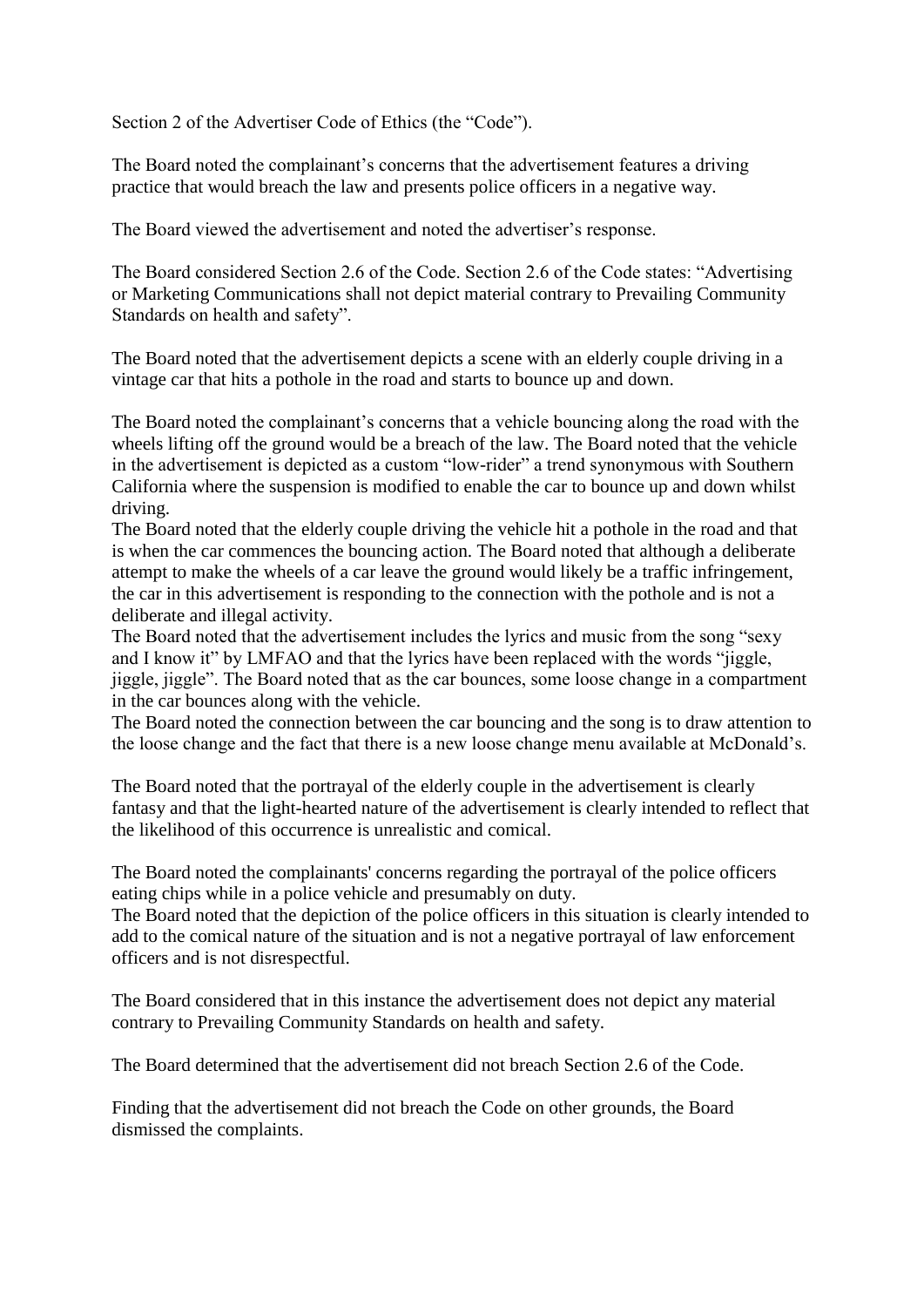Section 2 of the Advertiser Code of Ethics (the "Code").

The Board noted the complainant's concerns that the advertisement features a driving practice that would breach the law and presents police officers in a negative way.

The Board viewed the advertisement and noted the advertiser's response.

The Board considered Section 2.6 of the Code. Section 2.6 of the Code states: "Advertising or Marketing Communications shall not depict material contrary to Prevailing Community Standards on health and safety".

The Board noted that the advertisement depicts a scene with an elderly couple driving in a vintage car that hits a pothole in the road and starts to bounce up and down.

The Board noted the complainant's concerns that a vehicle bouncing along the road with the wheels lifting off the ground would be a breach of the law. The Board noted that the vehicle in the advertisement is depicted as a custom "low-rider" a trend synonymous with Southern California where the suspension is modified to enable the car to bounce up and down whilst driving.

The Board noted that the elderly couple driving the vehicle hit a pothole in the road and that is when the car commences the bouncing action. The Board noted that although a deliberate attempt to make the wheels of a car leave the ground would likely be a traffic infringement, the car in this advertisement is responding to the connection with the pothole and is not a deliberate and illegal activity.

The Board noted that the advertisement includes the lyrics and music from the song "sexy and I know it" by LMFAO and that the lyrics have been replaced with the words "jiggle, jiggle, jiggle". The Board noted that as the car bounces, some loose change in a compartment in the car bounces along with the vehicle.

The Board noted the connection between the car bouncing and the song is to draw attention to the loose change and the fact that there is a new loose change menu available at McDonald's.

The Board noted that the portrayal of the elderly couple in the advertisement is clearly fantasy and that the light-hearted nature of the advertisement is clearly intended to reflect that the likelihood of this occurrence is unrealistic and comical.

The Board noted the complainants' concerns regarding the portrayal of the police officers eating chips while in a police vehicle and presumably on duty.

The Board noted that the depiction of the police officers in this situation is clearly intended to add to the comical nature of the situation and is not a negative portrayal of law enforcement officers and is not disrespectful.

The Board considered that in this instance the advertisement does not depict any material contrary to Prevailing Community Standards on health and safety.

The Board determined that the advertisement did not breach Section 2.6 of the Code.

Finding that the advertisement did not breach the Code on other grounds, the Board dismissed the complaints.